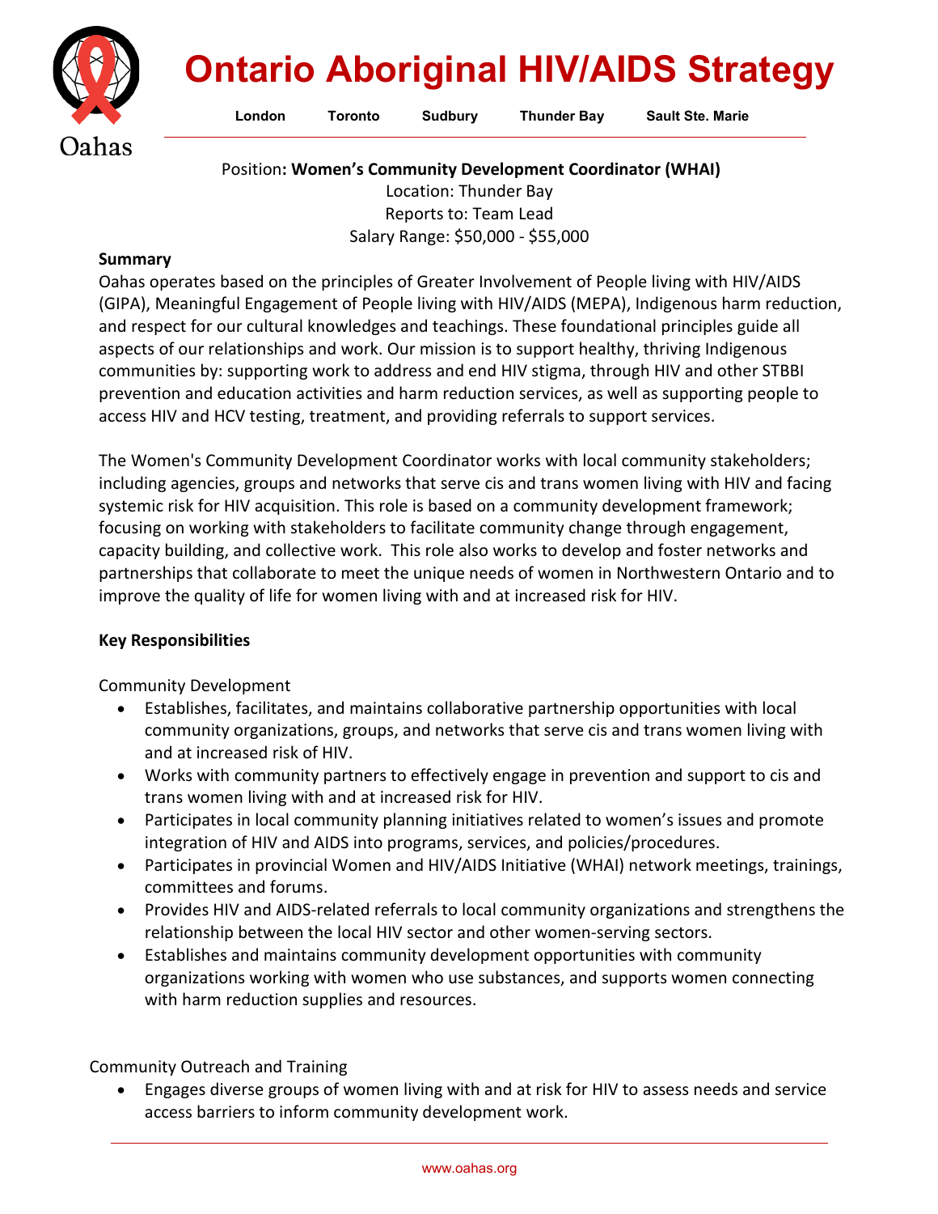# Ontario Aboriginal HIV/AIDS Strategy

Oahas

London Toronto Sudbury Thunder Bay Sault Ste. Marie

Position: **Women's Community Development Coordinator (WHAI)**
Location: Thunder Bay
Reports to: Team Lead
Salary Range: $50,000 - $55,000

**Summary**

Oahas operates based on the principles of Greater Involvement of People living with HIV/AIDS (GIPA), Meaningful Engagement of People living with HIV/AIDS (MEPA), Indigenous harm reduction, and respect for our cultural knowledges and teachings. These foundational principles guide all aspects of our relationships and work. Our mission is to support healthy, thriving Indigenous communities by: supporting work to address and end HIV stigma, through HIV and other STBBI prevention and education activities and harm reduction services, as well as supporting people to access HIV and HCV testing, treatment, and providing referrals to support services.

The Women's Community Development Coordinator works with local community stakeholders; including agencies, groups and networks that serve cis and trans women living with HIV and facing systemic risk for HIV acquisition. This role is based on a community development framework; focusing on working with stakeholders to facilitate community change through engagement, capacity building, and collective work. This role also works to develop and foster networks and partnerships that collaborate to meet the unique needs of women in Northwestern Ontario and to improve the quality of life for women living with and at increased risk for HIV.

**Key Responsibilities**

Community Development

- Establishes, facilitates, and maintains collaborative partnership opportunities with local community organizations, groups, and networks that serve cis and trans women living with and at increased risk of HIV.
- Works with community partners to effectively engage in prevention and support to cis and trans women living with and at increased risk for HIV.
- Participates in local community planning initiatives related to women's issues and promote integration of HIV and AIDS into programs, services, and policies/procedures.
- Participates in provincial Women and HIV/AIDS Initiative (WHAI) network meetings, trainings, committees and forums.
- Provides HIV and AIDS-related referrals to local community organizations and strengthens the relationship between the local HIV sector and other women-serving sectors.
- Establishes and maintains community development opportunities with community organizations working with women who use substances, and supports women connecting with harm reduction supplies and resources.

Community Outreach and Training

- Engages diverse groups of women living with and at risk for HIV to assess needs and service access barriers to inform community development work.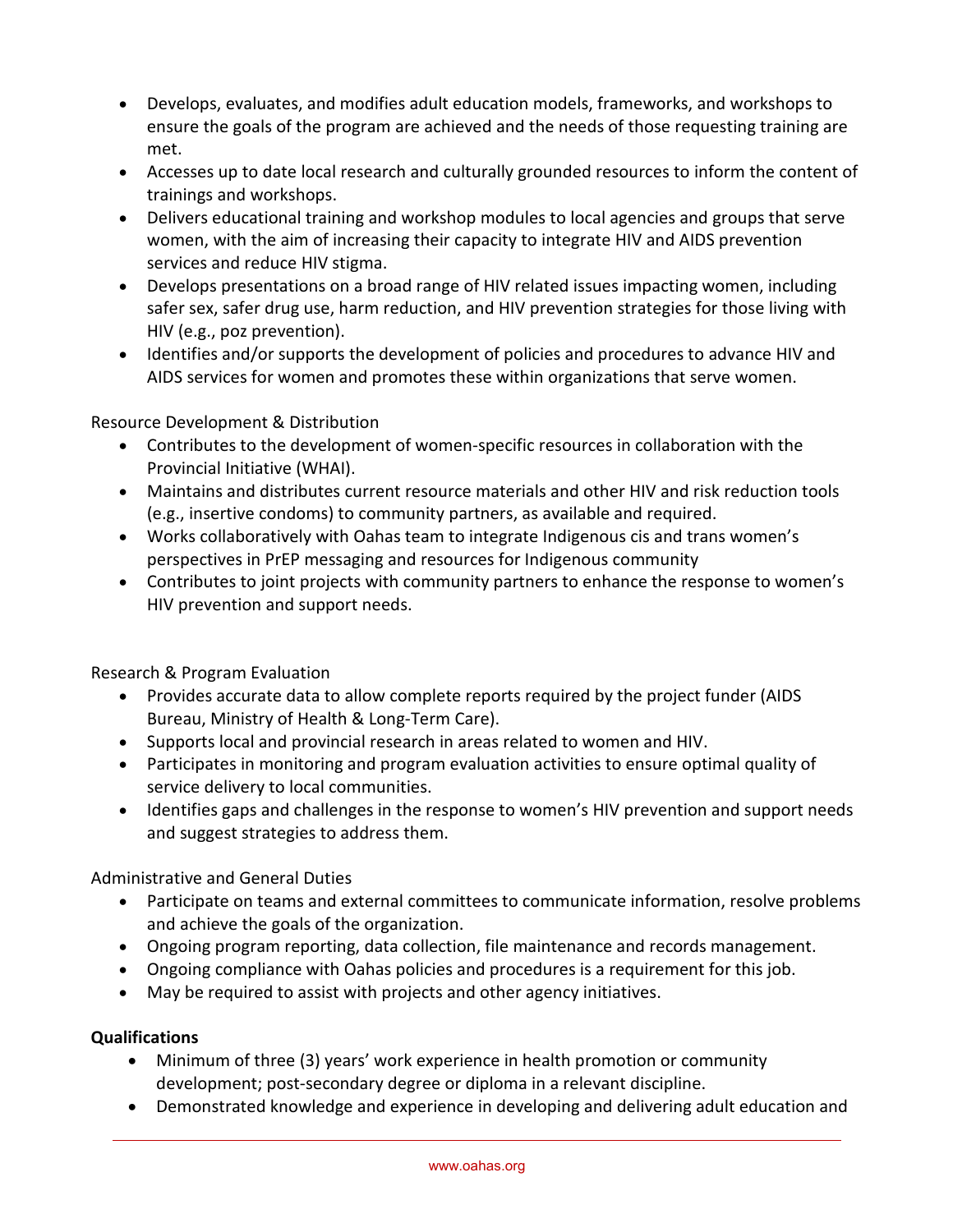- Develops, evaluates, and modifies adult education models, frameworks, and workshops to ensure the goals of the program are achieved and the needs of those requesting training are met.
- Accesses up to date local research and culturally grounded resources to inform the content of trainings and workshops.
- Delivers educational training and workshop modules to local agencies and groups that serve women, with the aim of increasing their capacity to integrate HIV and AIDS prevention services and reduce HIV stigma.
- Develops presentations on a broad range of HIV related issues impacting women, including safer sex, safer drug use, harm reduction, and HIV prevention strategies for those living with HIV (e.g., poz prevention).
- Identifies and/or supports the development of policies and procedures to advance HIV and AIDS services for women and promotes these within organizations that serve women.

Resource Development & Distribution

- Contributes to the development of women-specific resources in collaboration with the Provincial Initiative (WHAI).
- Maintains and distributes current resource materials and other HIV and risk reduction tools (e.g., insertive condoms) to community partners, as available and required.
- Works collaboratively with Oahas team to integrate Indigenous cis and trans women's perspectives in PrEP messaging and resources for Indigenous community
- Contributes to joint projects with community partners to enhance the response to women's HIV prevention and support needs.

Research & Program Evaluation

- Provides accurate data to allow complete reports required by the project funder (AIDS Bureau, Ministry of Health & Long-Term Care).
- Supports local and provincial research in areas related to women and HIV.
- Participates in monitoring and program evaluation activities to ensure optimal quality of service delivery to local communities.
- Identifies gaps and challenges in the response to women's HIV prevention and support needs and suggest strategies to address them.

Administrative and General Duties

- Participate on teams and external committees to communicate information, resolve problems and achieve the goals of the organization.
- Ongoing program reporting, data collection, file maintenance and records management.
- Ongoing compliance with Oahas policies and procedures is a requirement for this job.
- May be required to assist with projects and other agency initiatives.

**Qualifications**

- Minimum of three (3) years' work experience in health promotion or community development; post-secondary degree or diploma in a relevant discipline.
- Demonstrated knowledge and experience in developing and delivering adult education and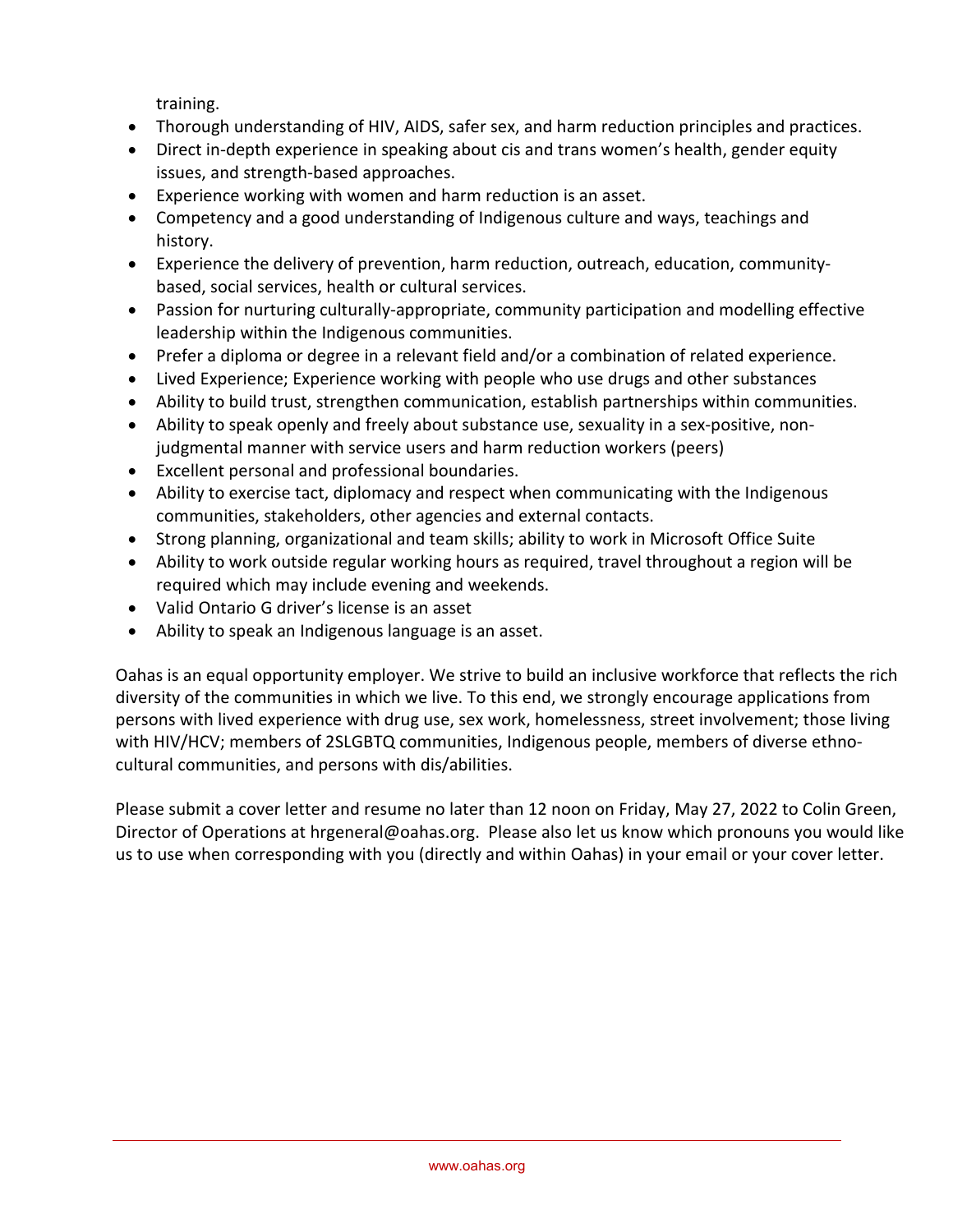training.

- Thorough understanding of HIV, AIDS, safer sex, and harm reduction principles and practices.
- Direct in-depth experience in speaking about cis and trans women's health, gender equity issues, and strength-based approaches.
- Experience working with women and harm reduction is an asset.
- Competency and a good understanding of Indigenous culture and ways, teachings and history.
- Experience the delivery of prevention, harm reduction, outreach, education, community-based, social services, health or cultural services.
- Passion for nurturing culturally-appropriate, community participation and modelling effective leadership within the Indigenous communities.
- Prefer a diploma or degree in a relevant field and/or a combination of related experience.
- Lived Experience; Experience working with people who use drugs and other substances
- Ability to build trust, strengthen communication, establish partnerships within communities.
- Ability to speak openly and freely about substance use, sexuality in a sex-positive, non-judgmental manner with service users and harm reduction workers (peers)
- Excellent personal and professional boundaries.
- Ability to exercise tact, diplomacy and respect when communicating with the Indigenous communities, stakeholders, other agencies and external contacts.
- Strong planning, organizational and team skills; ability to work in Microsoft Office Suite
- Ability to work outside regular working hours as required, travel throughout a region will be required which may include evening and weekends.
- Valid Ontario G driver's license is an asset
- Ability to speak an Indigenous language is an asset.

Oahas is an equal opportunity employer. We strive to build an inclusive workforce that reflects the rich diversity of the communities in which we live. To this end, we strongly encourage applications from persons with lived experience with drug use, sex work, homelessness, street involvement; those living with HIV/HCV; members of 2SLGBTQ communities, Indigenous people, members of diverse ethno-cultural communities, and persons with dis/abilities.

Please submit a cover letter and resume no later than 12 noon on Friday, May 27, 2022 to Colin Green, Director of Operations at hrgeneral@oahas.org. Please also let us know which pronouns you would like us to use when corresponding with you (directly and within Oahas) in your email or your cover letter.